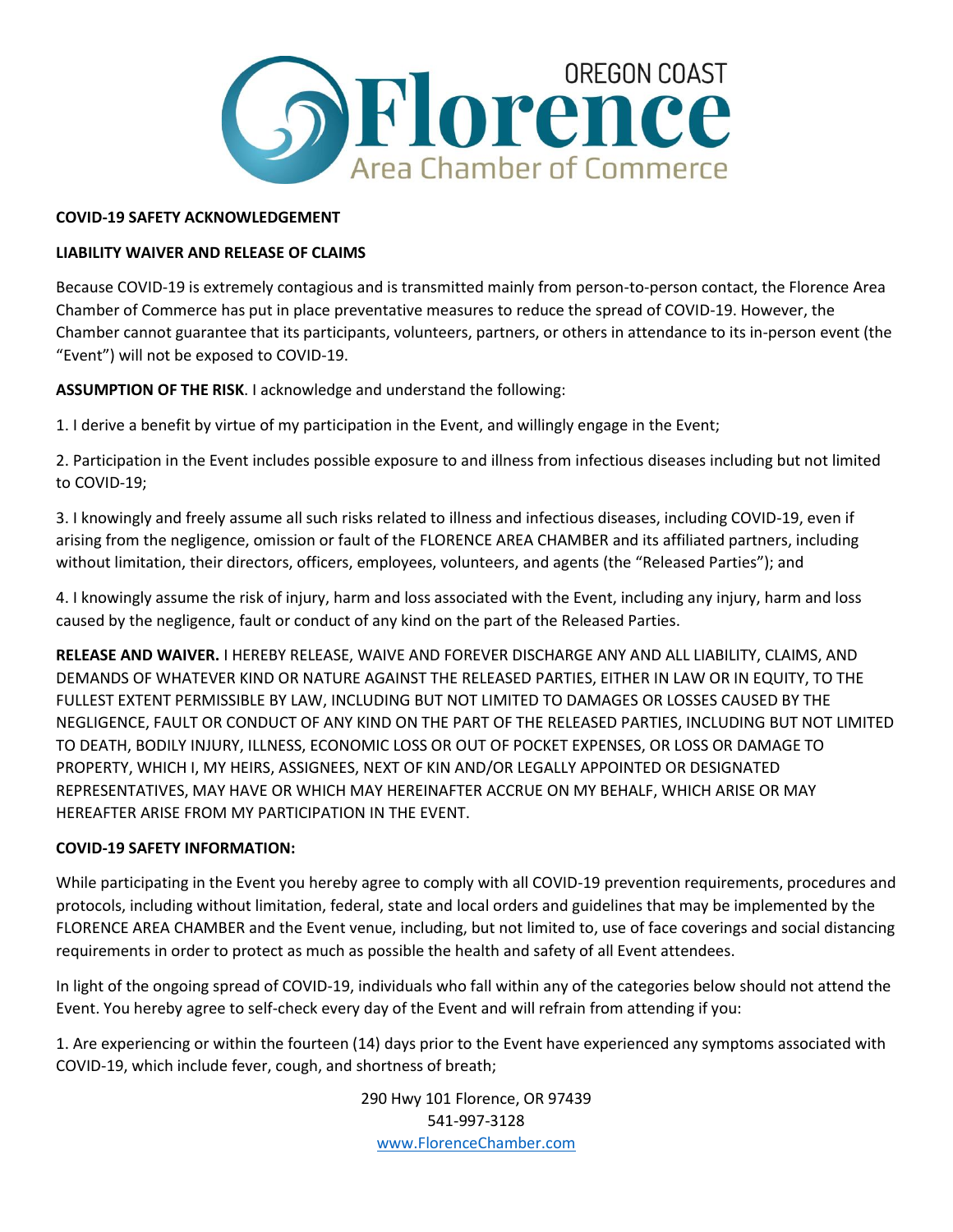OREGON COAST
# Florence
Area Chamber of Commerce

**COVID-19 SAFETY ACKNOWLEDGEMENT**

**LIABILITY WAIVER AND RELEASE OF CLAIMS**

Because COVID-19 is extremely contagious and is transmitted mainly from person-to-person contact, the Florence Area Chamber of Commerce has put in place preventative measures to reduce the spread of COVID-19. However, the Chamber cannot guarantee that its participants, volunteers, partners, or others in attendance to its in-person event (the "Event") will not be exposed to COVID-19.

**ASSUMPTION OF THE RISK**. I acknowledge and understand the following:

1. I derive a benefit by virtue of my participation in the Event, and willingly engage in the Event;

2. Participation in the Event includes possible exposure to and illness from infectious diseases including but not limited to COVID-19;

3. I knowingly and freely assume all such risks related to illness and infectious diseases, including COVID-19, even if arising from the negligence, omission or fault of the FLORENCE AREA CHAMBER and its affiliated partners, including without limitation, their directors, officers, employees, volunteers, and agents (the "Released Parties"); and

4. I knowingly assume the risk of injury, harm and loss associated with the Event, including any injury, harm and loss caused by the negligence, fault or conduct of any kind on the part of the Released Parties.

**RELEASE AND WAIVER.** I HEREBY RELEASE, WAIVE AND FOREVER DISCHARGE ANY AND ALL LIABILITY, CLAIMS, AND DEMANDS OF WHATEVER KIND OR NATURE AGAINST THE RELEASED PARTIES, EITHER IN LAW OR IN EQUITY, TO THE FULLEST EXTENT PERMISSIBLE BY LAW, INCLUDING BUT NOT LIMITED TO DAMAGES OR LOSSES CAUSED BY THE NEGLIGENCE, FAULT OR CONDUCT OF ANY KIND ON THE PART OF THE RELEASED PARTIES, INCLUDING BUT NOT LIMITED TO DEATH, BODILY INJURY, ILLNESS, ECONOMIC LOSS OR OUT OF POCKET EXPENSES, OR LOSS OR DAMAGE TO PROPERTY, WHICH I, MY HEIRS, ASSIGNEES, NEXT OF KIN AND/OR LEGALLY APPOINTED OR DESIGNATED REPRESENTATIVES, MAY HAVE OR WHICH MAY HEREINAFTER ACCRUE ON MY BEHALF, WHICH ARISE OR MAY HEREAFTER ARISE FROM MY PARTICIPATION IN THE EVENT.

**COVID-19 SAFETY INFORMATION:**

While participating in the Event you hereby agree to comply with all COVID-19 prevention requirements, procedures and protocols, including without limitation, federal, state and local orders and guidelines that may be implemented by the FLORENCE AREA CHAMBER and the Event venue, including, but not limited to, use of face coverings and social distancing requirements in order to protect as much as possible the health and safety of all Event attendees.

In light of the ongoing spread of COVID-19, individuals who fall within any of the categories below should not attend the Event. You hereby agree to self-check every day of the Event and will refrain from attending if you:

1. Are experiencing or within the fourteen (14) days prior to the Event have experienced any symptoms associated with COVID-19, which include fever, cough, and shortness of breath;

290 Hwy 101 Florence, OR 97439
541-997-3128
www.FlorenceChamber.com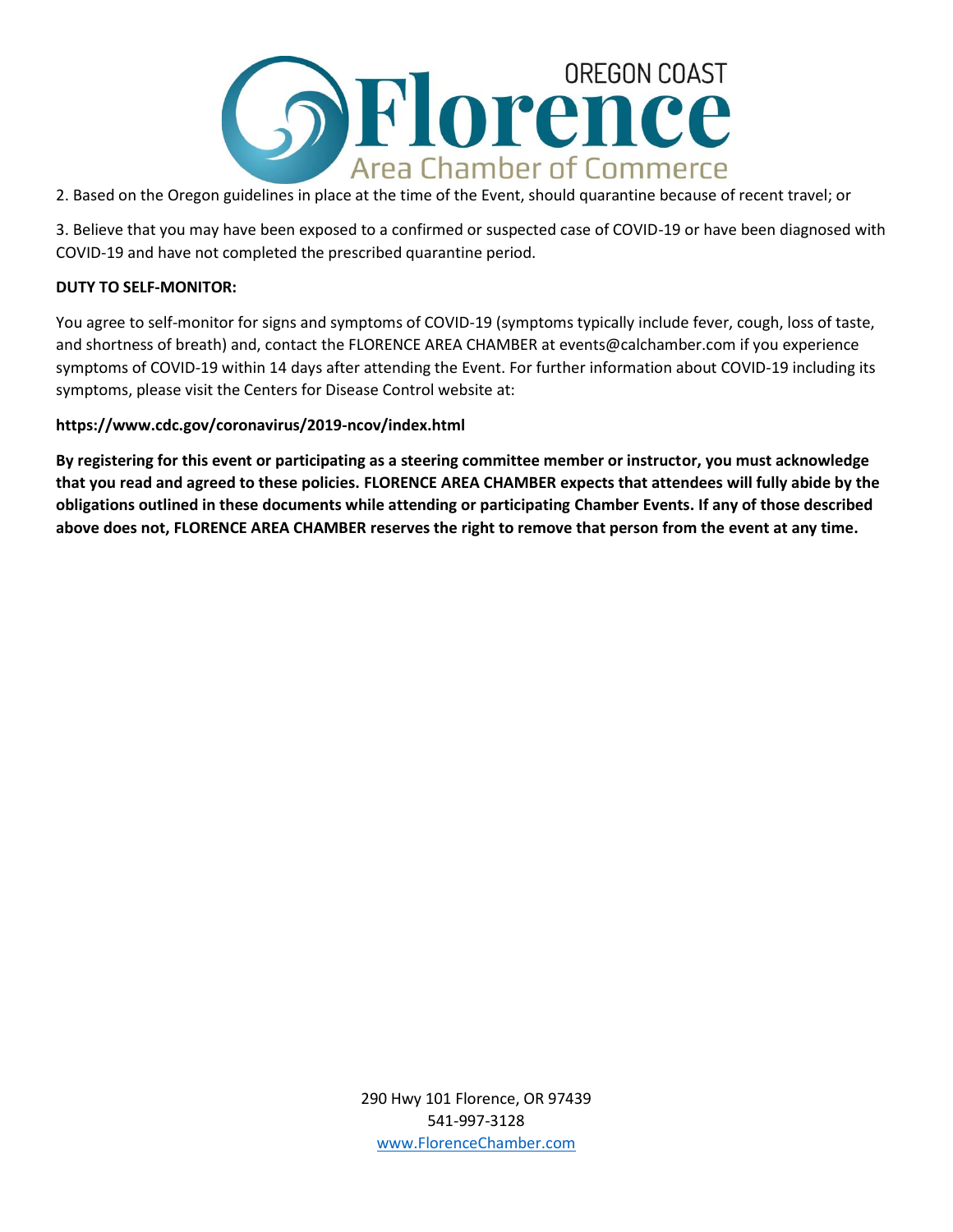2. Based on the Oregon guidelines in place at the time of the Event, should quarantine because of recent travel; or

3. Believe that you may have been exposed to a confirmed or suspected case of COVID-19 or have been diagnosed with COVID-19 and have not completed the prescribed quarantine period.

**DUTY TO SELF-MONITOR:**

You agree to self-monitor for signs and symptoms of COVID-19 (symptoms typically include fever, cough, loss of taste, and shortness of breath) and, contact the FLORENCE AREA CHAMBER at events@calchamber.com if you experience symptoms of COVID-19 within 14 days after attending the Event. For further information about COVID-19 including its symptoms, please visit the Centers for Disease Control website at:

**https://www.cdc.gov/coronavirus/2019-ncov/index.html**

**By registering for this event or participating as a steering committee member or instructor, you must acknowledge that you read and agreed to these policies. FLORENCE AREA CHAMBER expects that attendees will fully abide by the obligations outlined in these documents while attending or participating Chamber Events. If any of those described above does not, FLORENCE AREA CHAMBER reserves the right to remove that person from the event at any time.**